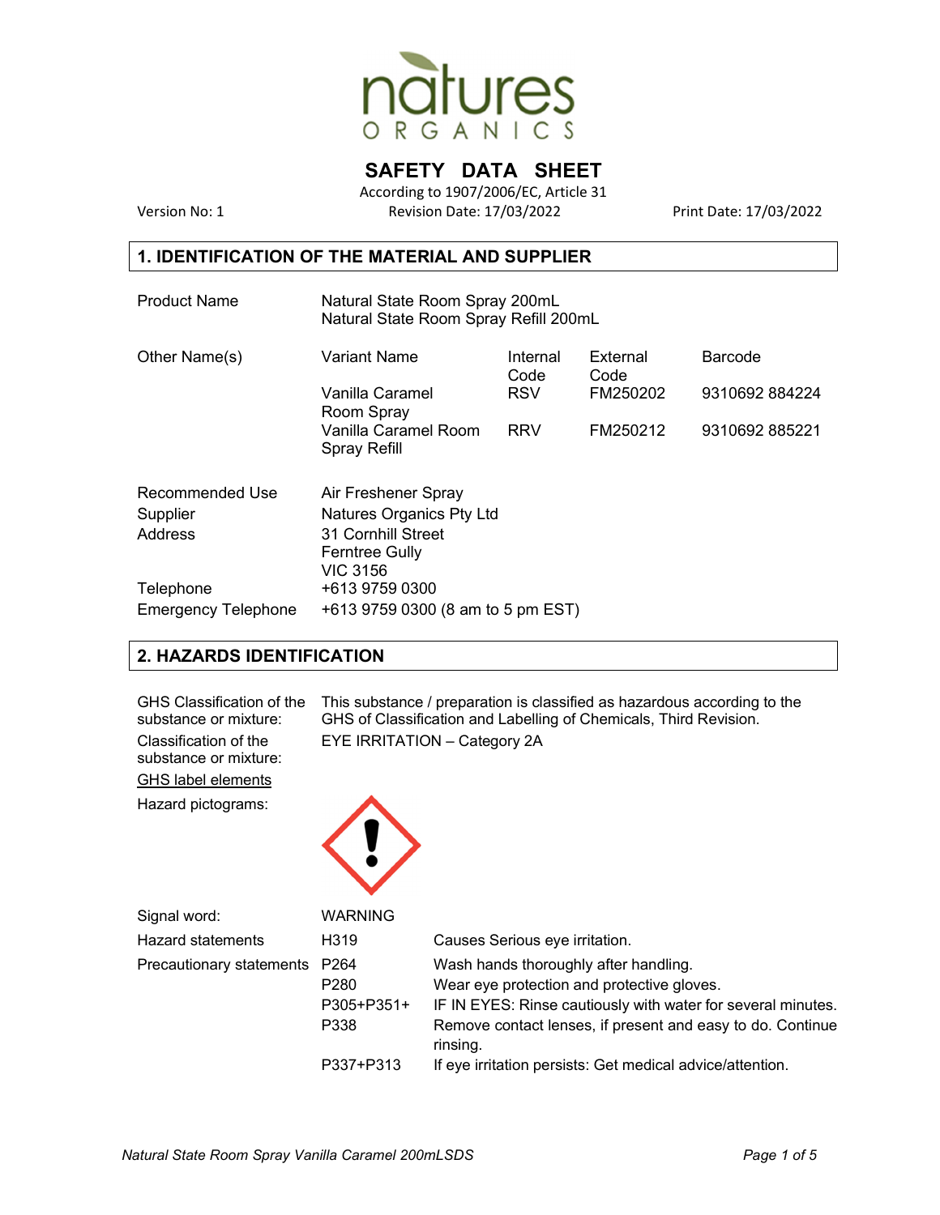natures
ORGANICS

# SAFETY DATA SHEET

According to 1907/2006/EC, Article 31

Version No: 1 | Revision Date: 17/03/2022 | Print Date: 17/03/2022

## 1. IDENTIFICATION OF THE MATERIAL AND SUPPLIER

**Product Name**
Natural State Room Spray 200mL
Natural State Room Spray Refill 200mL

**Other Name(s)**

| Variant Name | Internal Code | External Code | Barcode |
|---|---|---|---|
| Vanilla Caramel Room Spray | RSV | FM250202 | 9310692 884224 |
| Vanilla Caramel Room Spray Refill | RRV | FM250212 | 9310692 885221 |

| | |
|---|---|
| Recommended Use | Air Freshener Spray |
| Supplier | Natures Organics Pty Ltd |
| Address | 31 Cornhill Street<br>Ferntree Gully<br>VIC 3156 |
| Telephone | +613 9759 0300 |
| Emergency Telephone | +613 9759 0300 (8 am to 5 pm EST) |

## 2. HAZARDS IDENTIFICATION

**GHS Classification of the substance or mixture:** This substance / preparation is classified as hazardous according to the GHS of Classification and Labelling of Chemicals, Third Revision.

**Classification of the substance or mixture:** EYE IRRITATION – Category 2A

GHS label elements

**Hazard pictograms:**

**Signal word:** WARNING

**Hazard statements**

| | |
|---|---|
| H319 | Causes Serious eye irritation. |

**Precautionary statements**

| | |
|---|---|
| P264 | Wash hands thoroughly after handling. |
| P280 | Wear eye protection and protective gloves. |
| P305+P351+ P338 | IF IN EYES: Rinse cautiously with water for several minutes. Remove contact lenses, if present and easy to do. Continue rinsing. |
| P337+P313 | If eye irritation persists: Get medical advice/attention. |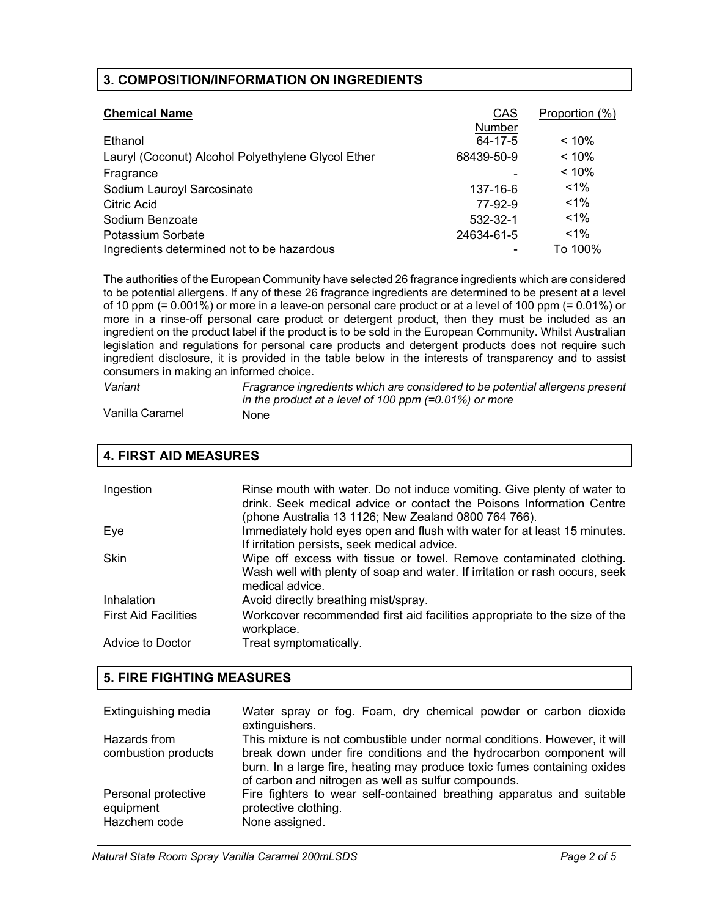## 3. COMPOSITION/INFORMATION ON INGREDIENTS

| **Chemical Name** | CAS Number | Proportion (%) |
|---|---|---|
| Ethanol | 64-17-5 | < 10% |
| Lauryl (Coconut) Alcohol Polyethylene Glycol Ether | 68439-50-9 | < 10% |
| Fragrance | - | < 10% |
| Sodium Lauroyl Sarcosinate | 137-16-6 | <1% |
| Citric Acid | 77-92-9 | <1% |
| Sodium Benzoate | 532-32-1 | <1% |
| Potassium Sorbate | 24634-61-5 | <1% |
| Ingredients determined not to be hazardous | - | To 100% |

The authorities of the European Community have selected 26 fragrance ingredients which are considered to be potential allergens. If any of these 26 fragrance ingredients are determined to be present at a level of 10 ppm (= 0.001%) or more in a leave-on personal care product or at a level of 100 ppm (= 0.01%) or more in a rinse-off personal care product or detergent product, then they must be included as an ingredient on the product label if the product is to be sold in the European Community. Whilst Australian legislation and regulations for personal care products and detergent products does not require such ingredient disclosure, it is provided in the table below in the interests of transparency and to assist consumers in making an informed choice.

| *Variant* | *Fragrance ingredients which are considered to be potential allergens present in the product at a level of 100 ppm (=0.01%) or more* |
|---|---|
| Vanilla Caramel | None |

## 4. FIRST AID MEASURES

| | |
|---|---|
| Ingestion | Rinse mouth with water. Do not induce vomiting. Give plenty of water to drink. Seek medical advice or contact the Poisons Information Centre (phone Australia 13 1126; New Zealand 0800 764 766). |
| Eye | Immediately hold eyes open and flush with water for at least 15 minutes. If irritation persists, seek medical advice. |
| Skin | Wipe off excess with tissue or towel. Remove contaminated clothing. Wash well with plenty of soap and water. If irritation or rash occurs, seek medical advice. |
| Inhalation | Avoid directly breathing mist/spray. |
| First Aid Facilities | Workcover recommended first aid facilities appropriate to the size of the workplace. |
| Advice to Doctor | Treat symptomatically. |

## 5. FIRE FIGHTING MEASURES

| | |
|---|---|
| Extinguishing media | Water spray or fog. Foam, dry chemical powder or carbon dioxide extinguishers. |
| Hazards from combustion products | This mixture is not combustible under normal conditions. However, it will break down under fire conditions and the hydrocarbon component will burn. In a large fire, heating may produce toxic fumes containing oxides of carbon and nitrogen as well as sulfur compounds. |
| Personal protective equipment | Fire fighters to wear self-contained breathing apparatus and suitable protective clothing. |
| Hazchem code | None assigned. |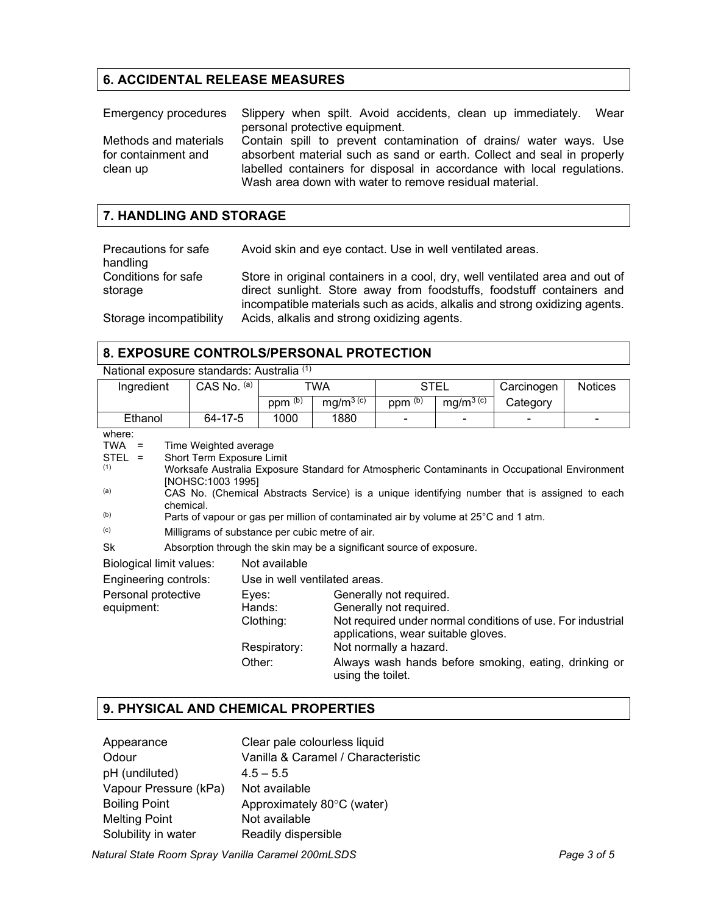## 6. ACCIDENTAL RELEASE MEASURES

| | |
|---|---|
| Emergency procedures | Slippery when spilt. Avoid accidents, clean up immediately. Wear personal protective equipment. |
| Methods and materials for containment and clean up | Contain spill to prevent contamination of drains/ water ways. Use absorbent material such as sand or earth. Collect and seal in properly labelled containers for disposal in accordance with local regulations. Wash area down with water to remove residual material. |

## 7. HANDLING AND STORAGE

| | |
|---|---|
| Precautions for safe handling | Avoid skin and eye contact. Use in well ventilated areas. |
| Conditions for safe storage | Store in original containers in a cool, dry, well ventilated area and out of direct sunlight. Store away from foodstuffs, foodstuff containers and incompatible materials such as acids, alkalis and strong oxidizing agents. |
| Storage incompatibility | Acids, alkalis and strong oxidizing agents. |

## 8. EXPOSURE CONTROLS/PERSONAL PROTECTION

National exposure standards: Australia [1]

| Ingredient | CAS No. [a] | TWA | | STEL | | Carcinogen | Notices |
|---|---|---|---|---|---|---|---|
| | | ppm [b] | $mg/m^3$ [c] | ppm [b] | $mg/m^3$ [c] | Category | |
| Ethanol | 64-17-5 | 1000 | 1880 | - | - | - | - |

where:

- TWA = Time Weighted average
- STEL = Short Term Exposure Limit
- [1] Worksafe Australia Exposure Standard for Atmospheric Contaminants in Occupational Environment [NOHSC:1003 1995]
- [a] CAS No. (Chemical Abstracts Service) is a unique identifying number that is assigned to each chemical.
- [b] Parts of vapour or gas per million of contaminated air by volume at 25°C and 1 atm.
- [c] Milligrams of substance per cubic metre of air.
- Sk Absorption through the skin may be a significant source of exposure.

| | | |
|---|---|---|
| Biological limit values: | Not available | |
| Engineering controls: | Use in well ventilated areas. | |
| Personal protective equipment: | Eyes: | Generally not required. |
| | Hands: | Generally not required. |
| | Clothing: | Not required under normal conditions of use. For industrial applications, wear suitable gloves. |
| | Respiratory: | Not normally a hazard. |
| | Other: | Always wash hands before smoking, eating, drinking or using the toilet. |

## 9. PHYSICAL AND CHEMICAL PROPERTIES

| | |
|---|---|
| Appearance | Clear pale colourless liquid |
| Odour | Vanilla & Caramel / Characteristic |
| pH (undiluted) | 4.5 – 5.5 |
| Vapour Pressure (kPa) | Not available |
| Boiling Point | Approximately 80°C (water) |
| Melting Point | Not available |
| Solubility in water | Readily dispersible |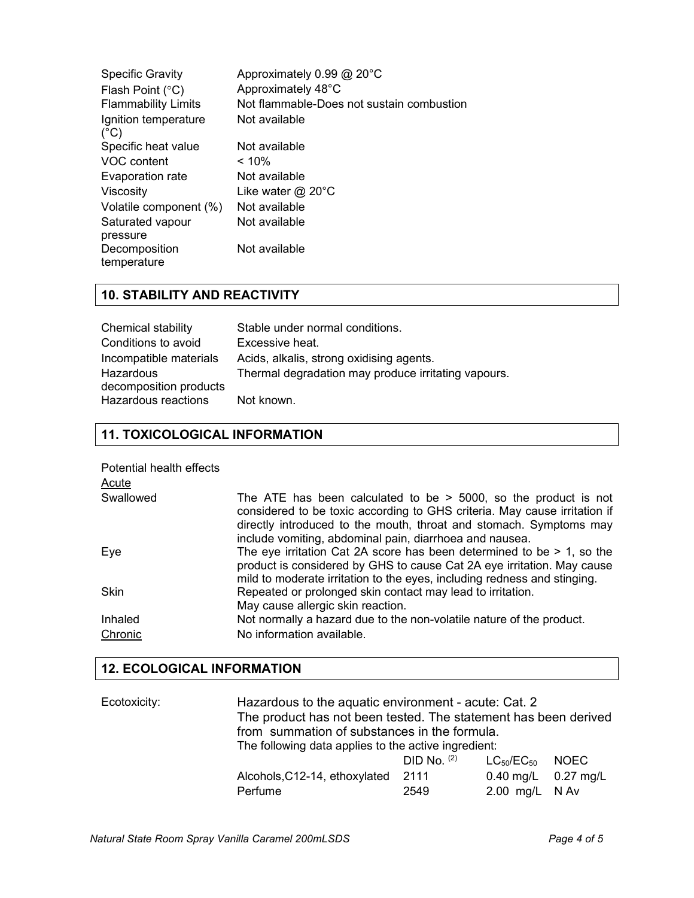| | |
|---|---|
| Specific Gravity | Approximately 0.99 @ 20°C |
| Flash Point (°C) | Approximately 48°C |
| Flammability Limits | Not flammable-Does not sustain combustion |
| Ignition temperature (°C) | Not available |
| Specific heat value | Not available |
| VOC content | < 10% |
| Evaporation rate | Not available |
| Viscosity | Like water @ 20°C |
| Volatile component (%) | Not available |
| Saturated vapour pressure | Not available |
| Decomposition temperature | Not available |

## 10. STABILITY AND REACTIVITY

| | |
|---|---|
| Chemical stability | Stable under normal conditions. |
| Conditions to avoid | Excessive heat. |
| Incompatible materials | Acids, alkalis, strong oxidising agents. |
| Hazardous decomposition products | Thermal degradation may produce irritating vapours. |
| Hazardous reactions | Not known. |

## 11. TOXICOLOGICAL INFORMATION

Potential health effects

<u>Acute</u>

| | |
|---|---|
| Swallowed | The ATE has been calculated to be > 5000, so the product is not considered to be toxic according to GHS criteria. May cause irritation if directly introduced to the mouth, throat and stomach. Symptoms may include vomiting, abdominal pain, diarrhoea and nausea. |
| Eye | The eye irritation Cat 2A score has been determined to be > 1, so the product is considered by GHS to cause Cat 2A eye irritation. May cause mild to moderate irritation to the eyes, including redness and stinging. |
| Skin | Repeated or prolonged skin contact may lead to irritation. May cause allergic skin reaction. |
| Inhaled | Not normally a hazard due to the non-volatile nature of the product. |
| <u>Chronic</u> | No information available. |

## 12. ECOLOGICAL INFORMATION

Ecotoxicity: Hazardous to the aquatic environment - acute: Cat. 2

The product has not been tested. The statement has been derived from summation of substances in the formula.

The following data applies to the active ingredient:

| | DID No. [2] | $LC_{50}/EC_{50}$ | NOEC |
|---|---|---|---|
| Alcohols,C12-14, ethoxylated | 2111 | 0.40 mg/L | 0.27 mg/L |
| Perfume | 2549 | 2.00 mg/L | N Av |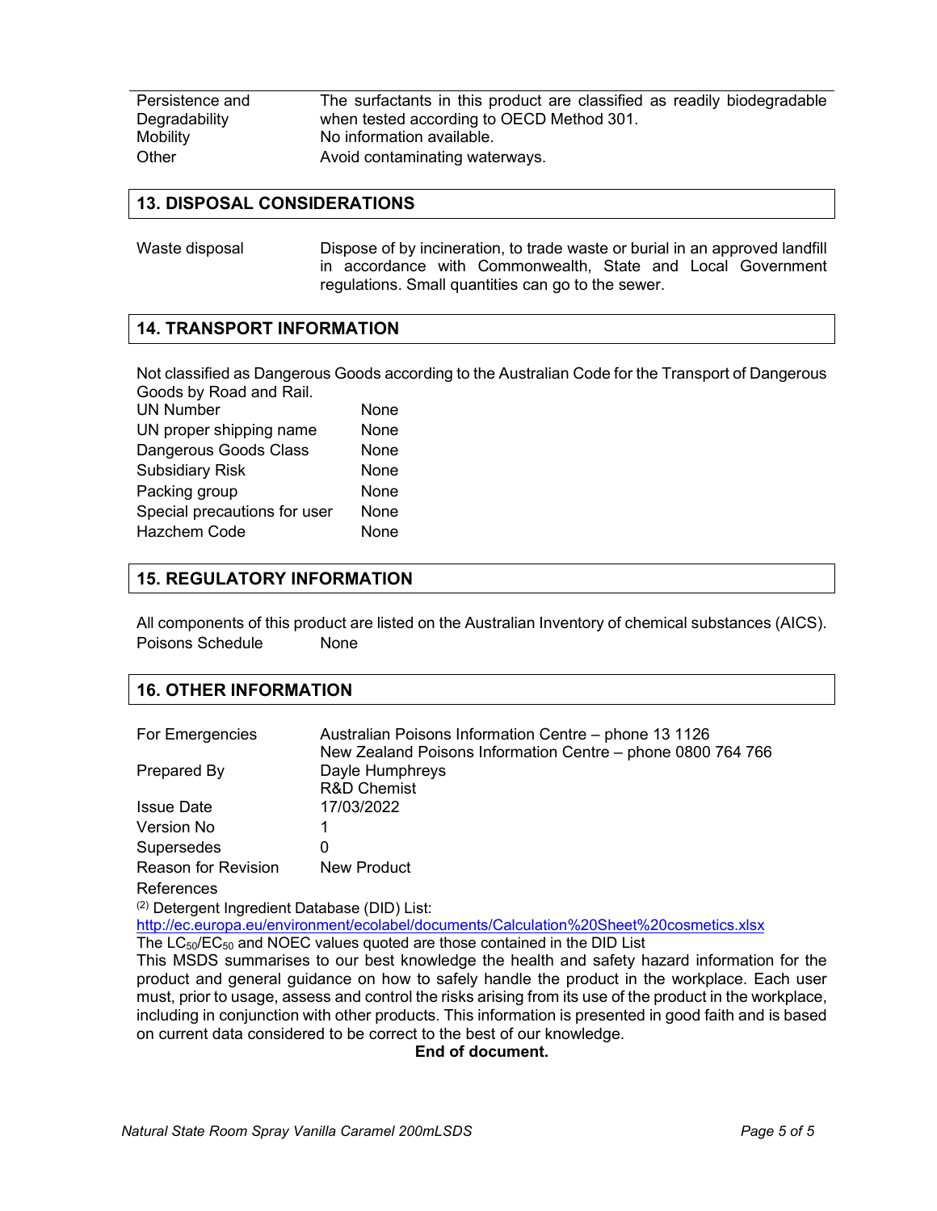| | |
|---|---|
| Persistence and Degradability | The surfactants in this product are classified as readily biodegradable when tested according to OECD Method 301. |
| Mobility | No information available. |
| Other | Avoid contaminating waterways. |

## 13. DISPOSAL CONSIDERATIONS

| | |
|---|---|
| Waste disposal | Dispose of by incineration, to trade waste or burial in an approved landfill in accordance with Commonwealth, State and Local Government regulations. Small quantities can go to the sewer. |

## 14. TRANSPORT INFORMATION

Not classified as Dangerous Goods according to the Australian Code for the Transport of Dangerous Goods by Road and Rail.

| | |
|---|---|
| UN Number | None |
| UN proper shipping name | None |
| Dangerous Goods Class | None |
| Subsidiary Risk | None |
| Packing group | None |
| Special precautions for user | None |
| Hazchem Code | None |

## 15. REGULATORY INFORMATION

All components of this product are listed on the Australian Inventory of chemical substances (AICS).

Poisons Schedule None

## 16. OTHER INFORMATION

| | |
|---|---|
| For Emergencies | Australian Poisons Information Centre – phone 13 1126<br>New Zealand Poisons Information Centre – phone 0800 764 766 |
| Prepared By | Dayle Humphreys<br>R&D Chemist |
| Issue Date | 17/03/2022 |
| Version No | 1 |
| Supersedes | 0 |
| Reason for Revision | New Product |

References

(2) Detergent Ingredient Database (DID) List:
http://ec.europa.eu/environment/ecolabel/documents/Calculation%20Sheet%20cosmetics.xlsx

The $LC_{50}/EC_{50}$ and NOEC values quoted are those contained in the DID List

This MSDS summarises to our best knowledge the health and safety hazard information for the product and general guidance on how to safely handle the product in the workplace. Each user must, prior to usage, assess and control the risks arising from its use of the product in the workplace, including in conjunction with other products. This information is presented in good faith and is based on current data considered to be correct to the best of our knowledge.

**End of document.**